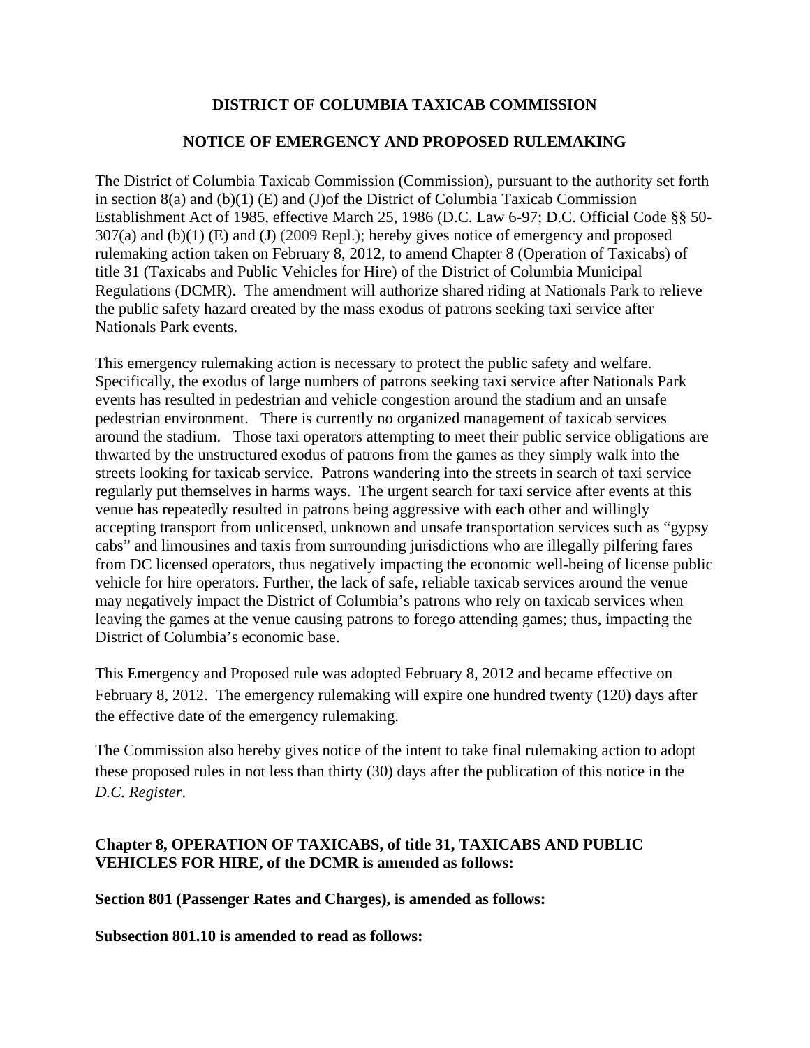**DISTRICT OF COLUMBIA TAXICAB COMMISSION**

**NOTICE OF EMERGENCY AND PROPOSED RULEMAKING**

The District of Columbia Taxicab Commission (Commission), pursuant to the authority set forth in section 8(a) and (b)(1) (E) and (J)of the District of Columbia Taxicab Commission Establishment Act of 1985, effective March 25, 1986 (D.C. Law 6-97; D.C. Official Code §§ 50-307(a) and (b)(1) (E) and (J) (2009 Repl.); hereby gives notice of emergency and proposed rulemaking action taken on February 8, 2012, to amend Chapter 8 (Operation of Taxicabs) of title 31 (Taxicabs and Public Vehicles for Hire) of the District of Columbia Municipal Regulations (DCMR). The amendment will authorize shared riding at Nationals Park to relieve the public safety hazard created by the mass exodus of patrons seeking taxi service after Nationals Park events.

This emergency rulemaking action is necessary to protect the public safety and welfare. Specifically, the exodus of large numbers of patrons seeking taxi service after Nationals Park events has resulted in pedestrian and vehicle congestion around the stadium and an unsafe pedestrian environment. There is currently no organized management of taxicab services around the stadium. Those taxi operators attempting to meet their public service obligations are thwarted by the unstructured exodus of patrons from the games as they simply walk into the streets looking for taxicab service. Patrons wandering into the streets in search of taxi service regularly put themselves in harms ways. The urgent search for taxi service after events at this venue has repeatedly resulted in patrons being aggressive with each other and willingly accepting transport from unlicensed, unknown and unsafe transportation services such as "gypsy cabs" and limousines and taxis from surrounding jurisdictions who are illegally pilfering fares from DC licensed operators, thus negatively impacting the economic well-being of license public vehicle for hire operators. Further, the lack of safe, reliable taxicab services around the venue may negatively impact the District of Columbia's patrons who rely on taxicab services when leaving the games at the venue causing patrons to forego attending games; thus, impacting the District of Columbia's economic base.

This Emergency and Proposed rule was adopted February 8, 2012 and became effective on February 8, 2012. The emergency rulemaking will expire one hundred twenty (120) days after the effective date of the emergency rulemaking.

The Commission also hereby gives notice of the intent to take final rulemaking action to adopt these proposed rules in not less than thirty (30) days after the publication of this notice in the *D.C. Register*.

**Chapter 8, OPERATION OF TAXICABS, of title 31, TAXICABS AND PUBLIC VEHICLES FOR HIRE, of the DCMR is amended as follows:**

**Section 801 (Passenger Rates and Charges), is amended as follows:**

**Subsection 801.10 is amended to read as follows:**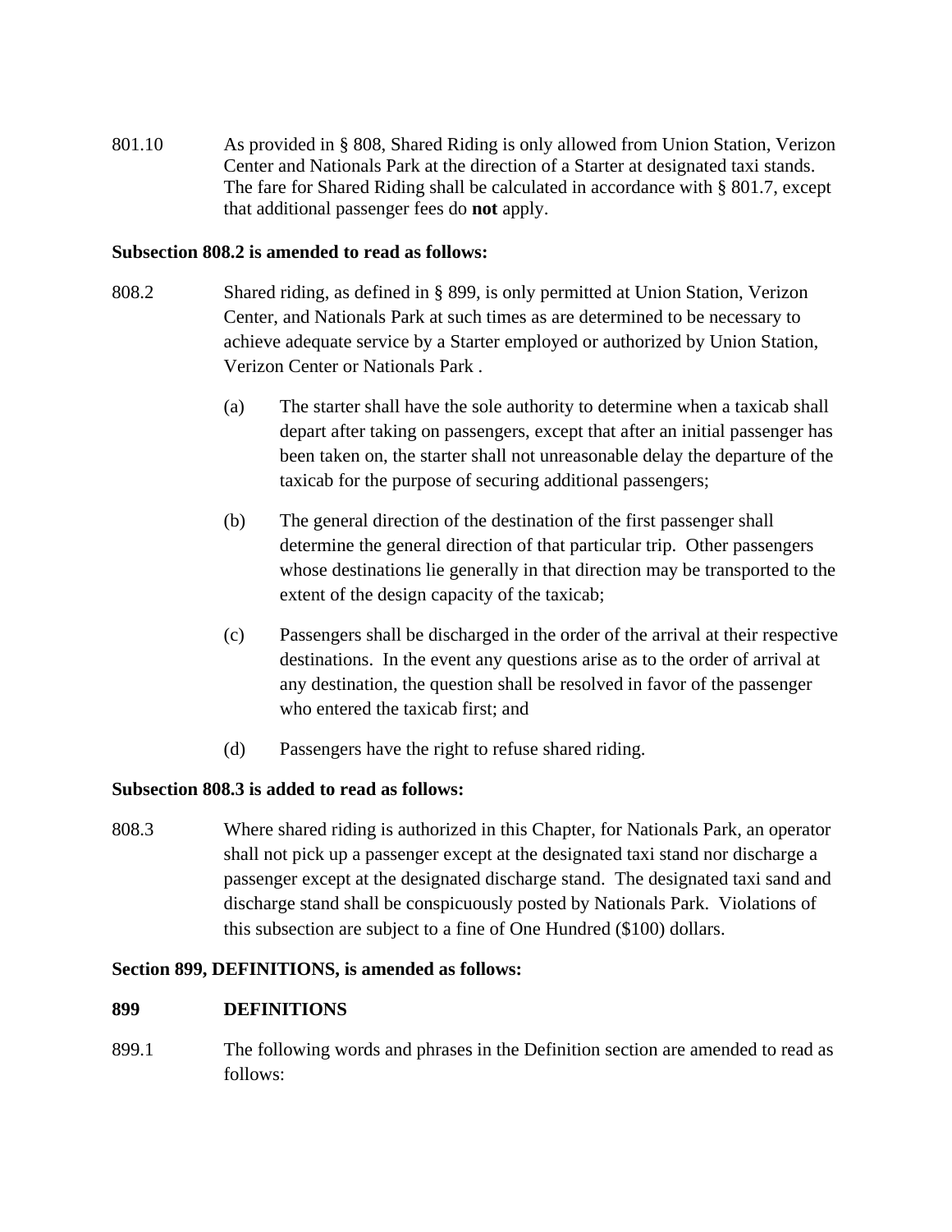801.10 As provided in § 808, Shared Riding is only allowed from Union Station, Verizon Center and Nationals Park at the direction of a Starter at designated taxi stands. The fare for Shared Riding shall be calculated in accordance with § 801.7, except that additional passenger fees do **not** apply.

**Subsection 808.2 is amended to read as follows:**

808.2 Shared riding, as defined in § 899, is only permitted at Union Station, Verizon Center, and Nationals Park at such times as are determined to be necessary to achieve adequate service by a Starter employed or authorized by Union Station, Verizon Center or Nationals Park .

(a) The starter shall have the sole authority to determine when a taxicab shall depart after taking on passengers, except that after an initial passenger has been taken on, the starter shall not unreasonable delay the departure of the taxicab for the purpose of securing additional passengers;

(b) The general direction of the destination of the first passenger shall determine the general direction of that particular trip. Other passengers whose destinations lie generally in that direction may be transported to the extent of the design capacity of the taxicab;

(c) Passengers shall be discharged in the order of the arrival at their respective destinations. In the event any questions arise as to the order of arrival at any destination, the question shall be resolved in favor of the passenger who entered the taxicab first; and

(d) Passengers have the right to refuse shared riding.

**Subsection 808.3 is added to read as follows:**

808.3 Where shared riding is authorized in this Chapter, for Nationals Park, an operator shall not pick up a passenger except at the designated taxi stand nor discharge a passenger except at the designated discharge stand. The designated taxi sand and discharge stand shall be conspicuously posted by Nationals Park. Violations of this subsection are subject to a fine of One Hundred ($100) dollars.

**Section 899, DEFINITIONS, is amended as follows:**

**899 DEFINITIONS**

899.1 The following words and phrases in the Definition section are amended to read as follows: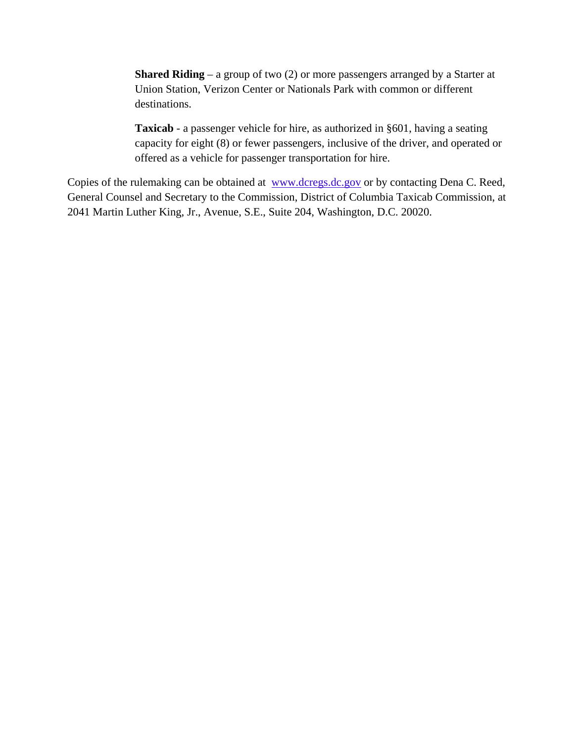**Shared Riding** – a group of two (2) or more passengers arranged by a Starter at Union Station, Verizon Center or Nationals Park with common or different destinations.

**Taxicab** - a passenger vehicle for hire, as authorized in §601, having a seating capacity for eight (8) or fewer passengers, inclusive of the driver, and operated or offered as a vehicle for passenger transportation for hire.

Copies of the rulemaking can be obtained at [www.dcregs.dc.gov](http://www.dcregs.dc.gov) or by contacting Dena C. Reed, General Counsel and Secretary to the Commission, District of Columbia Taxicab Commission, at 2041 Martin Luther King, Jr., Avenue, S.E., Suite 204, Washington, D.C. 20020.